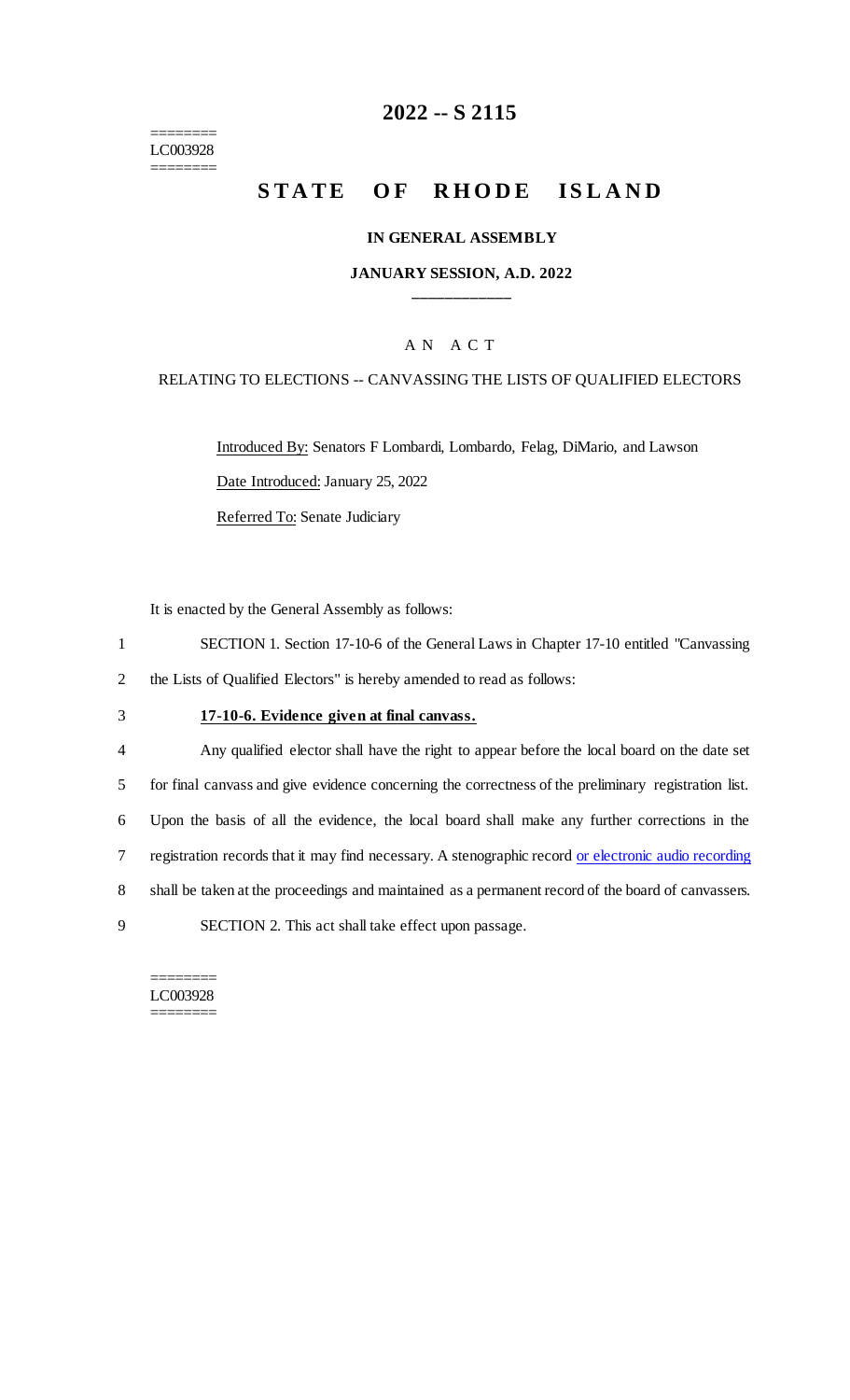========
LC003928
========

# 2022 -- S 2115

# STATE OF RHODE ISLAND

**IN GENERAL ASSEMBLY**

**JANUARY SESSION, A.D. 2022**

A N A C T

RELATING TO ELECTIONS -- CANVASSING THE LISTS OF QUALIFIED ELECTORS

Introduced By: Senators F Lombardi, Lombardo, Felag, DiMario, and Lawson

Date Introduced: January 25, 2022

Referred To: Senate Judiciary

It is enacted by the General Assembly as follows:

1 SECTION 1. Section 17-10-6 of the General Laws in Chapter 17-10 entitled "Canvassing
2 the Lists of Qualified Electors" is hereby amended to read as follows:

3 **17-10-6. Evidence given at final canvass.**

4 Any qualified elector shall have the right to appear before the local board on the date set
5 for final canvass and give evidence concerning the correctness of the preliminary registration list.
6 Upon the basis of all the evidence, the local board shall make any further corrections in the
7 registration records that it may find necessary. A stenographic record or electronic audio recording
8 shall be taken at the proceedings and maintained as a permanent record of the board of canvassers.
9 SECTION 2. This act shall take effect upon passage.

========
LC003928
========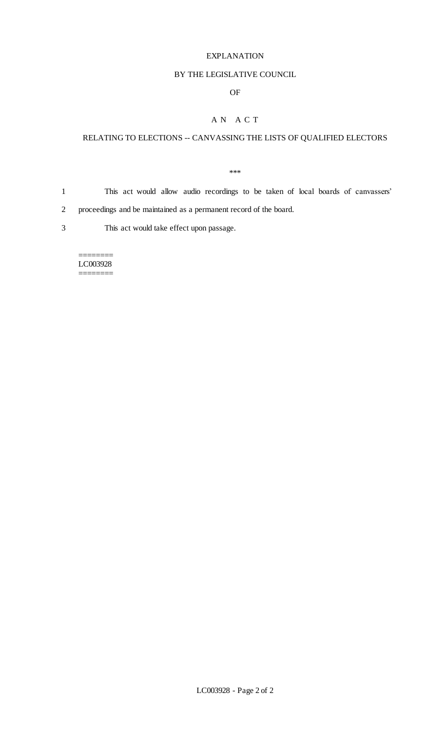EXPLANATION

BY THE LEGISLATIVE COUNCIL

OF

A N A C T

RELATING TO ELECTIONS -- CANVASSING THE LISTS OF QUALIFIED ELECTORS

\*\*\*

1 This act would allow audio recordings to be taken of local boards of canvassers'

2 proceedings and be maintained as a permanent record of the board.

3 This act would take effect upon passage.

========
LC003928
========